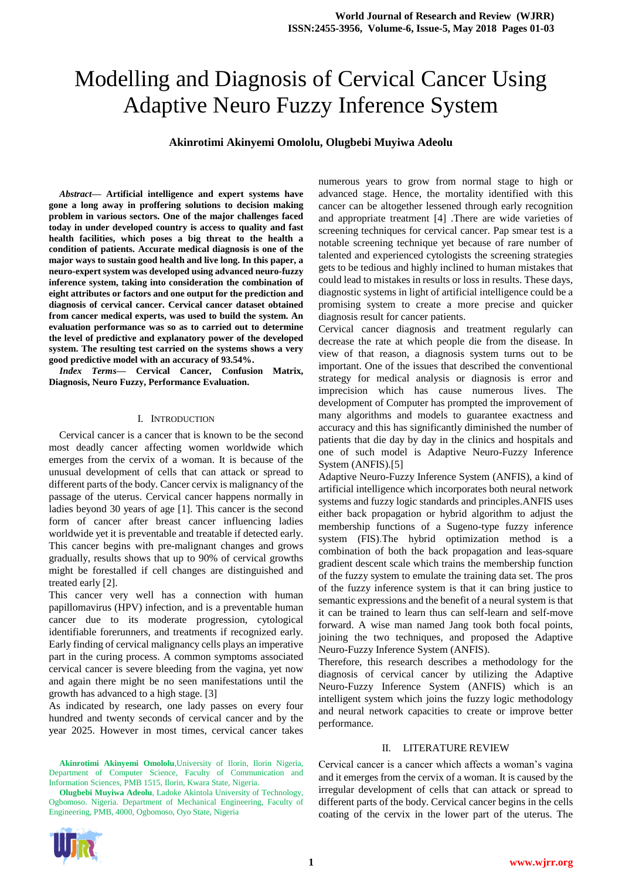# Modelling and Diagnosis of Cervical Cancer Using Adaptive Neuro Fuzzy Inference System

**Akinrotimi Akinyemi Omololu, Olugbebi Muyiwa Adeolu**

***Abstract*— Artificial intelligence and expert systems have gone a long away in proffering solutions to decision making problem in various sectors. One of the major challenges faced today in under developed country is access to quality and fast health facilities, which poses a big threat to the health a condition of patients. Accurate medical diagnosis is one of the major ways to sustain good health and live long. In this paper, a neuro-expert system was developed using advanced neuro-fuzzy inference system, taking into consideration the combination of eight attributes or factors and one output for the prediction and diagnosis of cervical cancer. Cervical cancer dataset obtained from cancer medical experts, was used to build the system. An evaluation performance was so as to carried out to determine the level of predictive and explanatory power of the developed system. The resulting test carried on the systems shows a very good predictive model with an accuracy of 93.54%.**

***Index Terms*— Cervical Cancer, Confusion Matrix, Diagnosis, Neuro Fuzzy, Performance Evaluation.**

## I. Introduction

Cervical cancer is a cancer that is known to be the second most deadly cancer affecting women worldwide which emerges from the cervix of a woman. It is because of the unusual development of cells that can attack or spread to different parts of the body. Cancer cervix is malignancy of the passage of the uterus. Cervical cancer happens normally in ladies beyond 30 years of age [1]. This cancer is the second form of cancer after breast cancer influencing ladies worldwide yet it is preventable and treatable if detected early. This cancer begins with pre-malignant changes and grows gradually, results shows that up to 90% of cervical growths might be forestalled if cell changes are distinguished and treated early [2].

This cancer very well has a connection with human papillomavirus (HPV) infection, and is a preventable human cancer due to its moderate progression, cytological identifiable forerunners, and treatments if recognized early. Early finding of cervical malignancy cells plays an imperative part in the curing process. A common symptoms associated cervical cancer is severe bleeding from the vagina, yet now and again there might be no seen manifestations until the growth has advanced to a high stage. [3]

As indicated by research, one lady passes on every four hundred and twenty seconds of cervical cancer and by the year 2025. However in most times, cervical cancer takes numerous years to grow from normal stage to high or advanced stage. Hence, the mortality identified with this cancer can be altogether lessened through early recognition and appropriate treatment [4] .There are wide varieties of screening techniques for cervical cancer. Pap smear test is a notable screening technique yet because of rare number of talented and experienced cytologists the screening strategies gets to be tedious and highly inclined to human mistakes that could lead to mistakes in results or loss in results. These days, diagnostic systems in light of artificial intelligence could be a promising system to create a more precise and quicker diagnosis result for cancer patients.

Cervical cancer diagnosis and treatment regularly can decrease the rate at which people die from the disease. In view of that reason, a diagnosis system turns out to be important. One of the issues that described the conventional strategy for medical analysis or diagnosis is error and imprecision which has cause numerous lives. The development of Computer has prompted the improvement of many algorithms and models to guarantee exactness and accuracy and this has significantly diminished the number of patients that die day by day in the clinics and hospitals and one of such model is Adaptive Neuro-Fuzzy Inference System (ANFIS).[5]

Adaptive Neuro-Fuzzy Inference System (ANFIS), a kind of artificial intelligence which incorporates both neural network systems and fuzzy logic standards and principles.ANFIS uses either back propagation or hybrid algorithm to adjust the membership functions of a Sugeno-type fuzzy inference system (FIS).The hybrid optimization method is a combination of both the back propagation and leas-square gradient descent scale which trains the membership function of the fuzzy system to emulate the training data set. The pros of the fuzzy inference system is that it can bring justice to semantic expressions and the benefit of a neural system is that it can be trained to learn thus can self-learn and self-move forward. A wise man named Jang took both focal points, joining the two techniques, and proposed the Adaptive Neuro-Fuzzy Inference System (ANFIS).

Therefore, this research describes a methodology for the diagnosis of cervical cancer by utilizing the Adaptive Neuro-Fuzzy Inference System (ANFIS) which is an intelligent system which joins the fuzzy logic methodology and neural network capacities to create or improve better performance.

## II. LITERATURE REVIEW

Cervical cancer is a cancer which affects a woman's vagina and it emerges from the cervix of a woman. It is caused by the irregular development of cells that can attack or spread to different parts of the body. Cervical cancer begins in the cells coating of the cervix in the lower part of the uterus. The

**Akinrotimi Akinyemi Omololu**,University of Ilorin, Ilorin Nigeria, Department of Computer Science, Faculty of Communication and Information Sciences, PMB 1515, Ilorin, Kwara State, Nigeria.

**Olugbebi Muyiwa Adeolu**, Ladoke Akintola University of Technology, Ogbomoso. Nigeria. Department of Mechanical Engineering, Faculty of Engineering, PMB, 4000, Ogbomoso, Oyo State, Nigeria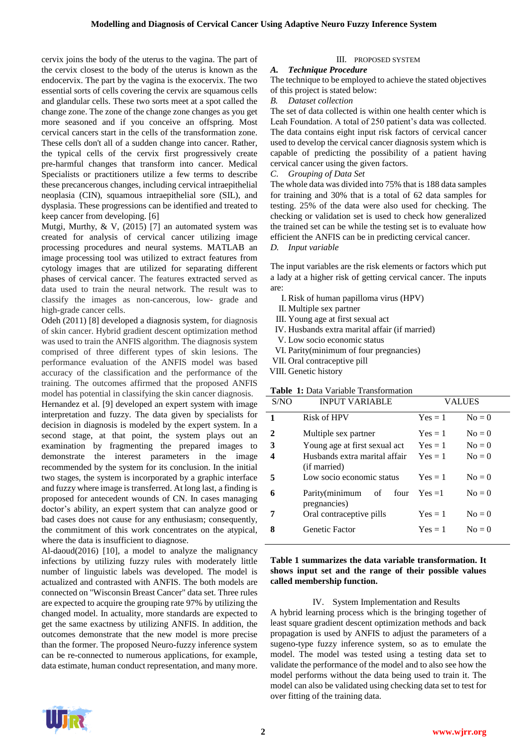cervix joins the body of the uterus to the vagina. The part of the cervix closest to the body of the uterus is known as the endocervix. The part by the vagina is the exocervix. The two essential sorts of cells covering the cervix are squamous cells and glandular cells. These two sorts meet at a spot called the change zone. The zone of the change zone changes as you get more seasoned and if you conceive an offspring. Most cervical cancers start in the cells of the transformation zone. These cells don't all of a sudden change into cancer. Rather, the typical cells of the cervix first progressively create pre-harmful changes that transform into cancer. Medical Specialists or practitioners utilize a few terms to describe these precancerous changes, including cervical intraepithelial neoplasia (CIN), squamous intraepithelial sore (SIL), and dysplasia. These progressions can be identified and treated to keep cancer from developing. [6]

Mutgi, Murthy, & V, (2015) [7] an automated system was created for analysis of cervical cancer utilizing image processing procedures and neural systems. MATLAB an image processing tool was utilized to extract features from cytology images that are utilized for separating different phases of cervical cancer. The features extracted served as data used to train the neural network. The result was to classify the images as non-cancerous, low- grade and high-grade cancer cells.

Odeh (2011) [8] developed a diagnosis system, for diagnosis of skin cancer. Hybrid gradient descent optimization method was used to train the ANFIS algorithm. The diagnosis system comprised of three different types of skin lesions. The performance evaluation of the ANFIS model was based accuracy of the classification and the performance of the training. The outcomes affirmed that the proposed ANFIS model has potential in classifying the skin cancer diagnosis.

Hernandez et al. [9] developed an expert system with image interpretation and fuzzy. The data given by specialists for decision in diagnosis is modeled by the expert system. In a second stage, at that point, the system plays out an examination by fragmenting the prepared images to demonstrate the interest parameters in the image recommended by the system for its conclusion. In the initial two stages, the system is incorporated by a graphic interface and fuzzy where image is transferred. At long last, a finding is proposed for antecedent wounds of CN. In cases managing doctor's ability, an expert system that can analyze good or bad cases does not cause for any enthusiasm; consequently, the commitment of this work concentrates on the atypical, where the data is insufficient to diagnose.

Al-daoud(2016) [10], a model to analyze the malignancy infections by utilizing fuzzy rules with moderately little number of linguistic labels was developed. The model is actualized and contrasted with ANFIS. The both models are connected on "Wisconsin Breast Cancer" data set. Three rules are expected to acquire the grouping rate 97% by utilizing the changed model. In actuality, more standards are expected to get the same exactness by utilizing ANFIS. In addition, the outcomes demonstrate that the new model is more precise than the former. The proposed Neuro-fuzzy inference system can be re-connected to numerous applications, for example, data estimate, human conduct representation, and many more.

## III. PROPOSED SYSTEM

### A. *Technique Procedure*

The technique to be employed to achieve the stated objectives of this project is stated below:

### B. *Dataset collection*

The set of data collected is within one health center which is Leah Foundation. A total of 250 patient's data was collected. The data contains eight input risk factors of cervical cancer used to develop the cervical cancer diagnosis system which is capable of predicting the possibility of a patient having cervical cancer using the given factors.

### C. *Grouping of Data Set*

The whole data was divided into 75% that is 188 data samples for training and 30% that is a total of 62 data samples for testing. 25% of the data were also used for checking. The checking or validation set is used to check how generalized the trained set can be while the testing set is to evaluate how efficient the ANFIS can be in predicting cervical cancer.

### D. *Input variable*

The input variables are the risk elements or factors which put a lady at a higher risk of getting cervical cancer. The inputs are:

I. Risk of human papilloma virus (HPV)
II. Multiple sex partner
III. Young age at first sexual act
IV. Husbands extra marital affair (if married)
V. Low socio economic status
VI. Parity(minimum of four pregnancies)
VII. Oral contraceptive pill
VIII. Genetic history

**Table 1:** Data Variable Transformation

| S/NO | INPUT VARIABLE | VALUES | |
|---|---|---|---|
| **1** | Risk of HPV | Yes = 1 | No = 0 |
| **2** | Multiple sex partner | Yes = 1 | No = 0 |
| **3** | Young age at first sexual act | Yes = 1 | No = 0 |
| **4** | Husbands extra marital affair (if married) | Yes = 1 | No = 0 |
| **5** | Low socio economic status | Yes = 1 | No = 0 |
| **6** | Parity(minimum of four pregnancies) | Yes =1 | No = 0 |
| **7** | Oral contraceptive pills | Yes = 1 | No = 0 |
| **8** | Genetic Factor | Yes = 1 | No = 0 |

**Table 1 summarizes the data variable transformation. It shows input set and the range of their possible values called membership function.**

## IV. System Implementation and Results

A hybrid learning process which is the bringing together of least square gradient descent optimization methods and back propagation is used by ANFIS to adjust the parameters of a sugeno-type fuzzy inference system, so as to emulate the model. The model was tested using a testing data set to validate the performance of the model and to also see how the model performs without the data being used to train it. The model can also be validated using checking data set to test for over fitting of the training data.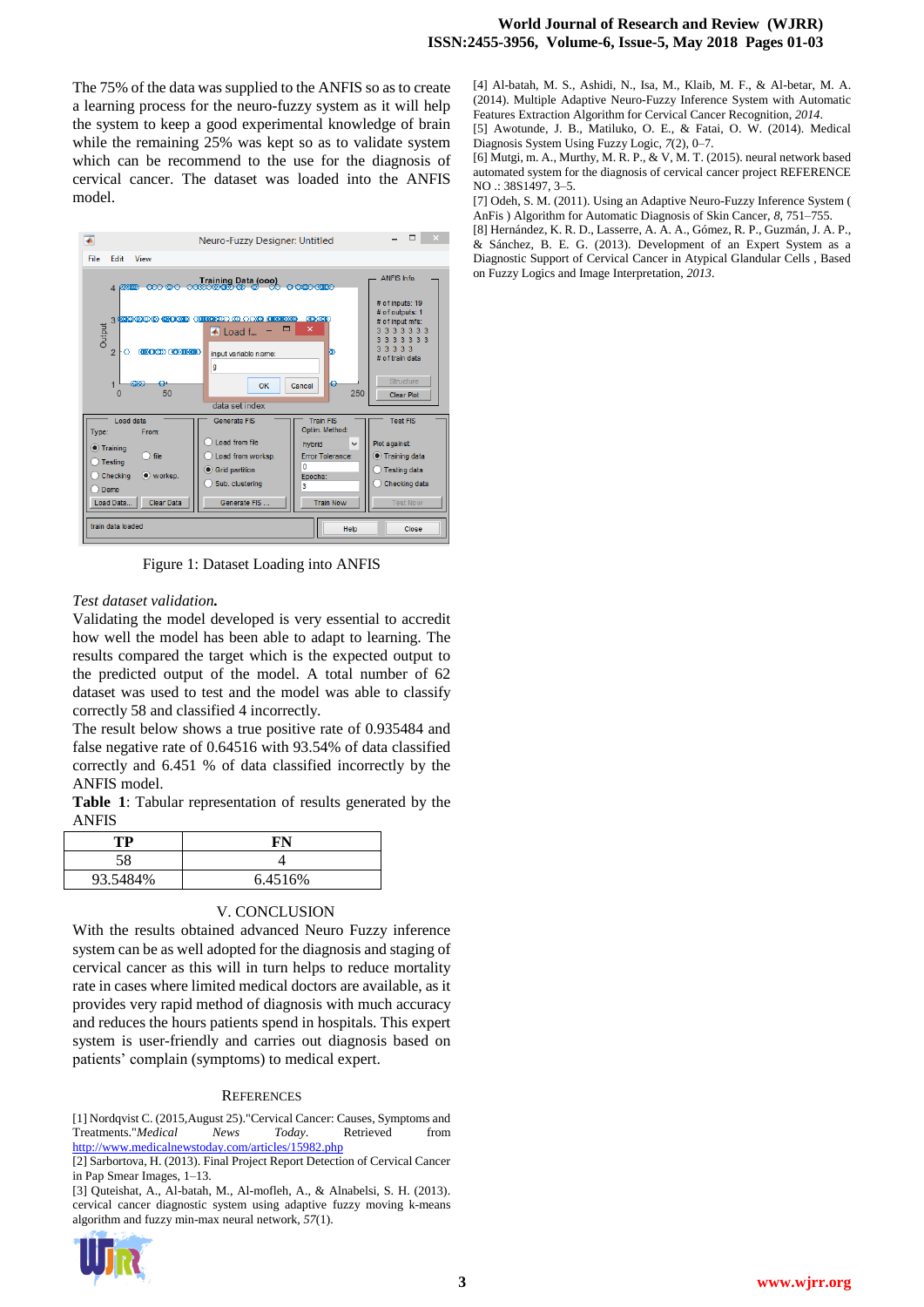The 75% of the data was supplied to the ANFIS so as to create a learning process for the neuro-fuzzy system as it will help the system to keep a good experimental knowledge of brain while the remaining 25% was kept so as to validate system which can be recommend to the use for the diagnosis of cervical cancer. The dataset was loaded into the ANFIS model.

Figure 1: Dataset Loading into ANFIS

*Test dataset validation.*

Validating the model developed is very essential to accredit how well the model has been able to adapt to learning. The results compared the target which is the expected output to the predicted output of the model. A total number of 62 dataset was used to test and the model was able to classify correctly 58 and classified 4 incorrectly.

The result below shows a true positive rate of 0.935484 and false negative rate of 0.64516 with 93.54% of data classified correctly and 6.451 % of data classified incorrectly by the ANFIS model.

**Table 1**: Tabular representation of results generated by the ANFIS

| TP | FN |
|---|---|
| 58 | 4 |
| 93.5484% | 6.4516% |

## V. CONCLUSION

With the results obtained advanced Neuro Fuzzy inference system can be as well adopted for the diagnosis and staging of cervical cancer as this will in turn helps to reduce mortality rate in cases where limited medical doctors are available, as it provides very rapid method of diagnosis with much accuracy and reduces the hours patients spend in hospitals. This expert system is user-friendly and carries out diagnosis based on patients' complain (symptoms) to medical expert.

## REFERENCES

[1] Nordqvist C. (2015,August 25)."Cervical Cancer: Causes, Symptoms and Treatments."*Medical News Today*. Retrieved from http://www.medicalnewstoday.com/articles/15982.php

[2] Sarbortova, H. (2013). Final Project Report Detection of Cervical Cancer in Pap Smear Images, 1–13.

[3] Quteishat, A., Al-batah, M., Al-mofleh, A., & Alnabelsi, S. H. (2013). cervical cancer diagnostic system using adaptive fuzzy moving k-means algorithm and fuzzy min-max neural network, *57*(1).

[4] Al-batah, M. S., Ashidi, N., Isa, M., Klaib, M. F., & Al-betar, M. A. (2014). Multiple Adaptive Neuro-Fuzzy Inference System with Automatic Features Extraction Algorithm for Cervical Cancer Recognition, *2014*.

[5] Awotunde, J. B., Matiluko, O. E., & Fatai, O. W. (2014). Medical Diagnosis System Using Fuzzy Logic, *7*(2), 0–7.

[6] Mutgi, m. A., Murthy, M. R. P., & V, M. T. (2015). neural network based automated system for the diagnosis of cervical cancer project REFERENCE NO .: 38S1497, 3–5.

[7] Odeh, S. M. (2011). Using an Adaptive Neuro-Fuzzy Inference System ( AnFis ) Algorithm for Automatic Diagnosis of Skin Cancer, *8*, 751–755.

[8] Hernández, K. R. D., Lasserre, A. A. A., Gómez, R. P., Guzmán, J. A. P., & Sánchez, B. E. G. (2013). Development of an Expert System as a Diagnostic Support of Cervical Cancer in Atypical Glandular Cells , Based on Fuzzy Logics and Image Interpretation, *2013*.